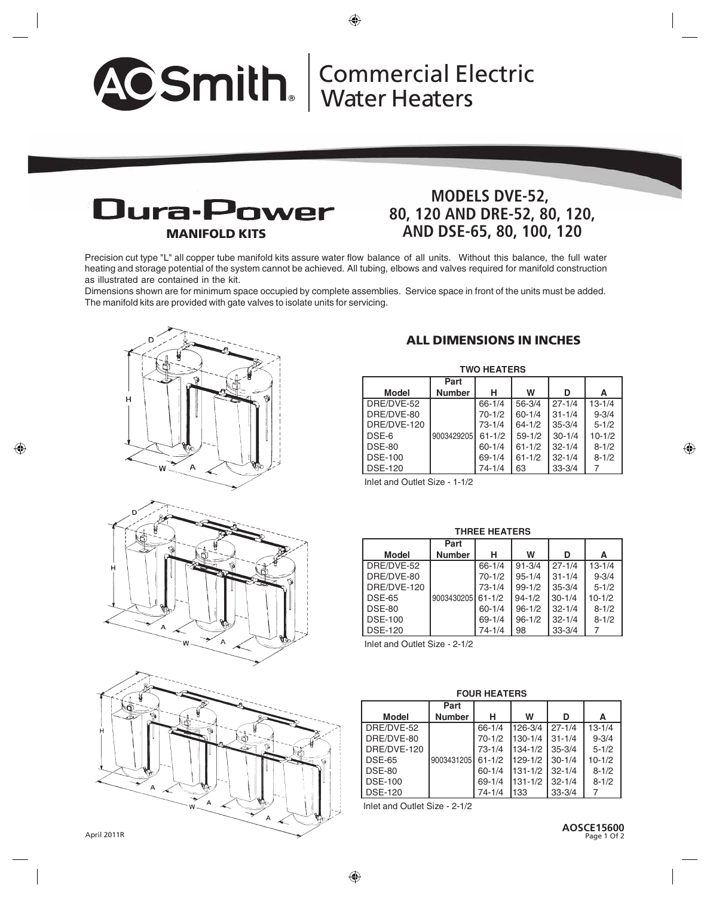# A.O. Smith Commercial Electric Water Heaters

## Dura-Power

### MANIFOLD KITS

## MODELS DVE-52, 80, 120 AND DRE-52, 80, 120, AND DSE-65, 80, 100, 120

Precision cut type "L" all copper tube manifold kits assure water flow balance of all units. Without this balance, the full water heating and storage potential of the system cannot be achieved. All tubing, elbows and valves required for manifold construction as illustrated are contained in the kit.

Dimensions shown are for minimum space occupied by complete assemblies. Service space in front of the units must be added. The manifold kits are provided with gate valves to isolate units for servicing.

### ALL DIMENSIONS IN INCHES

**TWO HEATERS**

| Model | Part Number | H | W | D | A |
|---|---|---|---|---|---|
| DRE/DVE-52 | | 66-1/4 | 56-3/4 | 27-1/4 | 13-1/4 |
| DRE/DVE-80 | | 70-1/2 | 60-1/4 | 31-1/4 | 9-3/4 |
| DRE/DVE-120 | | 73-1/4 | 64-1/2 | 35-3/4 | 5-1/2 |
| DSE-6 | 9003429205 | 61-1/2 | 59-1/2 | 30-1/4 | 10-1/2 |
| DSE-80 | | 60-1/4 | 61-1/2 | 32-1/4 | 8-1/2 |
| DSE-100 | | 69-1/4 | 61-1/2 | 32-1/4 | 8-1/2 |
| DSE-120 | | 74-1/4 | 63 | 33-3/4 | 7 |

Inlet and Outlet Size - 1-1/2

**THREE HEATERS**

| Model | Part Number | H | W | D | A |
|---|---|---|---|---|---|
| DRE/DVE-52 | | 66-1/4 | 91-3/4 | 27-1/4 | 13-1/4 |
| DRE/DVE-80 | | 70-1/2 | 95-1/4 | 31-1/4 | 9-3/4 |
| DRE/DVE-120 | | 73-1/4 | 99-1/2 | 35-3/4 | 5-1/2 |
| DSE-65 | 9003430205 | 61-1/2 | 94-1/2 | 30-1/4 | 10-1/2 |
| DSE-80 | | 60-1/4 | 96-1/2 | 32-1/4 | 8-1/2 |
| DSE-100 | | 69-1/4 | 96-1/2 | 32-1/4 | 8-1/2 |
| DSE-120 | | 74-1/4 | 98 | 33-3/4 | 7 |

Inlet and Outlet Size - 2-1/2

**FOUR HEATERS**

| Model | Part Number | H | W | D | A |
|---|---|---|---|---|---|
| DRE/DVE-52 | | 66-1/4 | 126-3/4 | 27-1/4 | 13-1/4 |
| DRE/DVE-80 | | 70-1/2 | 130-1/4 | 31-1/4 | 9-3/4 |
| DRE/DVE-120 | | 73-1/4 | 134-1/2 | 35-3/4 | 5-1/2 |
| DSE-65 | 9003431205 | 61-1/2 | 129-1/2 | 30-1/4 | 10-1/2 |
| DSE-80 | | 60-1/4 | 131-1/2 | 32-1/4 | 8-1/2 |
| DSE-100 | | 69-1/4 | 131-1/2 | 32-1/4 | 8-1/2 |
| DSE-120 | | 74-1/4 | 133 | 33-3/4 | 7 |

Inlet and Outlet Size - 2-1/2

April 2011R

AOSCE15600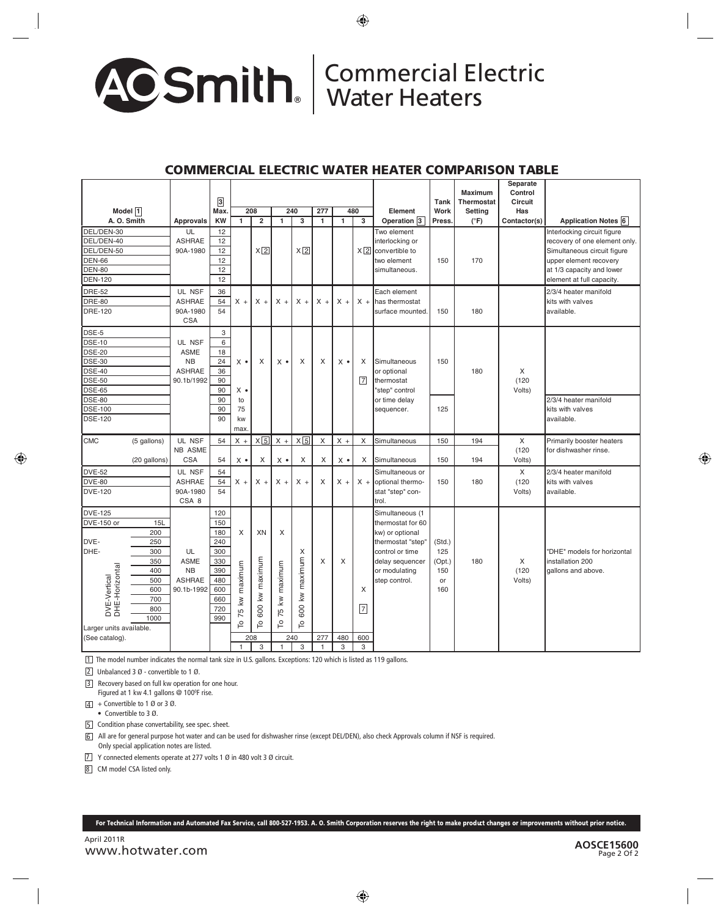# AOSmith Commercial Electric Water Heaters

## COMMERCIAL ELECTRIC WATER HEATER COMPARISON TABLE

| Model [1] A. O. Smith | Approvals | [3] Max. KW | 208 1 | 208 2 | 240 1 | 240 3 | 277 1 | 480 1 | 480 3 | Element Operation [3] | Tank Work Press. | Maximum Thermostat Setting (°F) | Separate Control Circuit Has Contactor(s) | Application Notes [6] |
|---|---|---|---|---|---|---|---|---|---|---|---|---|---|---|
| DEL/DEN-30<br>DEL/DEN-40<br>DEL/DEN-50<br>DEN-66<br>DEN-80<br>DEN-120 | UL<br>ASHRAE<br>90A-1980 | 12<br>12<br>12<br>12<br>12<br>12 | | X [2] | | X [2] | | | X [2] | Two element interlocking or convertible to two element simultaneous. | 150 | 170 | | Interlocking circuit figure recovery of one element only. Simultaneous circuit figure upper element recovery at 1/3 capacity and lower element at full capacity. |
| DRE-52<br>DRE-80<br>DRE-120 | UL NSF<br>ASHRAE<br>90A-1980<br>CSA | 36<br>54<br>54 | X + | X + | X + | X + | X + | X + | X + | Each element has thermostat surface mounted. | 150 | 180 | | 2/3/4 heater manifold kits with valves available. |
| DSE-5<br>DSE-10<br>DSE-20<br>DSE-30<br>DSE-40<br>DSE-50<br>DSE-65<br>DSE-80<br>DSE-100<br>DSE-120 | UL NSF<br>ASME<br>NB<br>ASHRAE<br>90.1b/1992 | 3<br>6<br>18<br>24<br>36<br>90<br>90<br>90<br>90<br>90 | X •<br>X • to 75 kw max. | X | X • | X | X | X • | X [7] | Simultaneous or optional thermostat "step" control or time delay sequencer. | 150<br>125 | 180 | X (120 Volts) | 2/3/4 heater manifold kits with valves available. |
| CMC (5 gallons) | UL NSF NB ASME | 54 | X + | X [5] | X + | X [5] | X | X + | X | Simultaneous | 150 | 194 | X (120 Volts) | Primarily booster heaters for dishwasher rinse. |
| CMC (20 gallons) | CSA | 54 | X • | X | X • | X | X | X • | X | Simultaneous | 150 | 194 | | |
| DVE-52<br>DVE-80<br>DVE-120 | UL NSF<br>ASHRAE<br>90A-1980<br>CSA [8] | 54<br>54<br>54 | X + | X + | X + | X + | X | X + | X + | Simultaneous or optional thermostat "step" control. | 150 | 180 | X (120 Volts) | 2/3/4 heater manifold kits with valves available. |
| DVE-125<br>DVE-150 or 15L<br>200<br>DVE- 250<br>DHE- 300<br>350<br>400<br>500<br>600<br>700<br>800<br>1000<br>(DVE-Vertical, DHE-Horizontal)<br>Larger units available. (See catalog). | UL<br>ASME<br>NB<br>ASHRAE<br>90.1b-1992 | 120<br>150<br>180<br>240<br>300<br>330<br>390<br>480<br>600<br>660<br>720<br>990 | X<br>To 75 kw maximum | XN<br>To 600 kw maximum | X<br>To 75 kw maximum | X<br>To 600 kw maximum | X | X | X [7] | Simultaneous (1 thermostat for 60 kw) or optional thermostat "step" control or time delay sequencer or modulating step control. | (Std.) 125<br>(Opt.) 150 or 160 | 180 | X (120 Volts) | "DHE" models for horizontal installation 200 gallons and above. |
| | | | 208 1 | 208 3 | 240 1 | 240 3 | 277 1 | 480 3 | 600 3 | | | | | |

[1] The model number indicates the normal tank size in U.S. gallons. Exceptions: 120 which is listed as 119 gallons.

[2] Unbalanced 3 Ø - convertible to 1 Ø.

[3] Recovery based on full kw operation for one hour. Figured at 1 kw 4.1 gallons @ 100ºF rise.

[4] + Convertible to 1 Ø or 3 Ø.
• Convertible to 3 Ø.

[5] Condition phase convertability, see spec. sheet.

[6] All are for general purpose hot water and can be used for dishwasher rinse (except DEL/DEN), also check Approvals column if NSF is required. Only special application notes are listed.

[7] Y connected elements operate at 277 volts 1 Ø in 480 volt 3 Ø circuit.

[8] CM model CSA listed only.

**For Technical Information and Automated Fax Service, call 800-527-1953. A. O. Smith Corporation reserves the right to make product changes or improvements without prior notice.**

April 2011R
www.hotwater.com

**AOSCE15600**